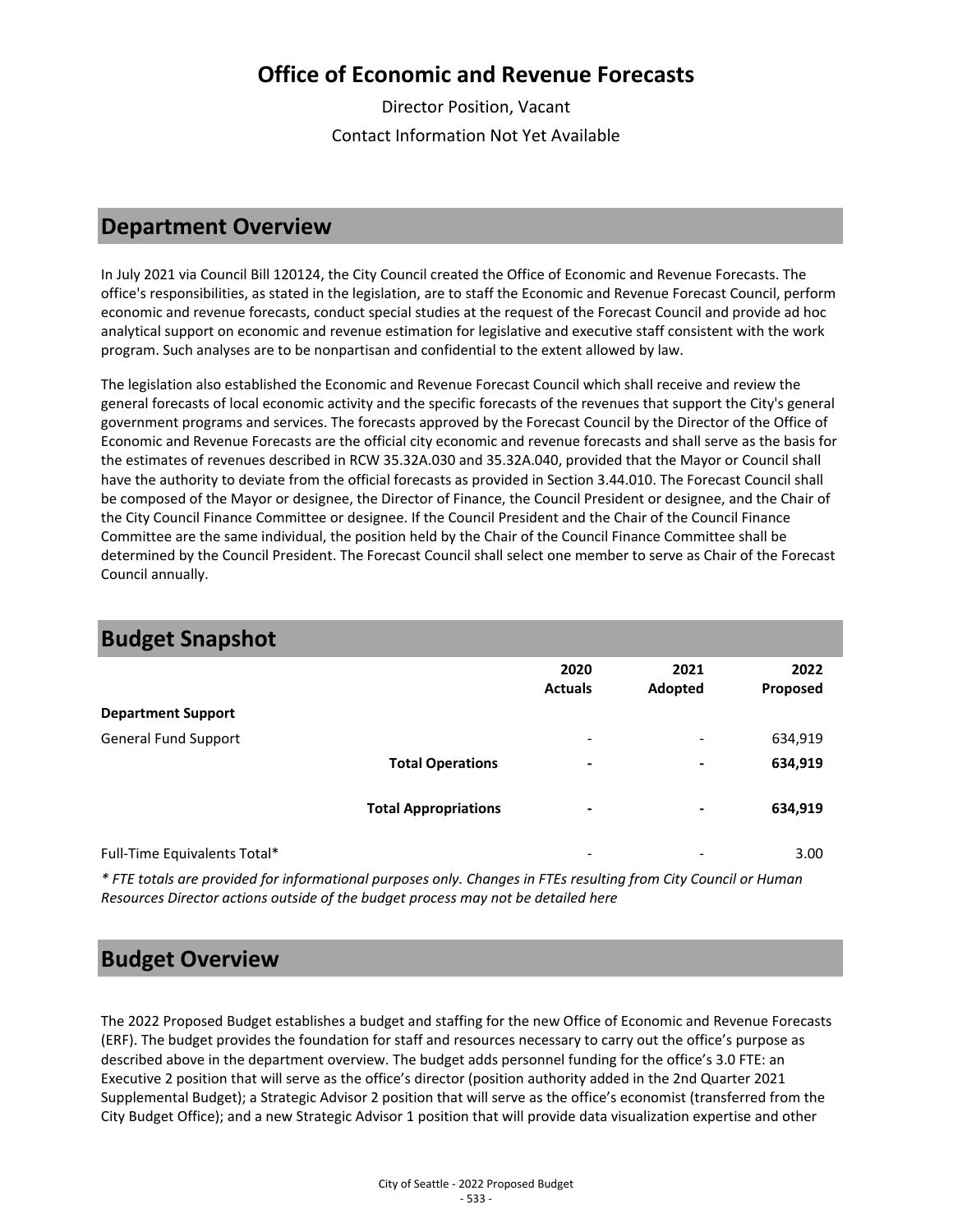# Office of Economic and Revenue Forecasts

Director Position, Vacant

Contact Information Not Yet Available

## Department Overview

In July 2021 via Council Bill 120124, the City Council created the Office of Economic and Revenue Forecasts. The office's responsibilities, as stated in the legislation, are to staff the Economic and Revenue Forecast Council, perform economic and revenue forecasts, conduct special studies at the request of the Forecast Council and provide ad hoc analytical support on economic and revenue estimation for legislative and executive staff consistent with the work program. Such analyses are to be nonpartisan and confidential to the extent allowed by law.

The legislation also established the Economic and Revenue Forecast Council which shall receive and review the general forecasts of local economic activity and the specific forecasts of the revenues that support the City's general government programs and services. The forecasts approved by the Forecast Council by the Director of the Office of Economic and Revenue Forecasts are the official city economic and revenue forecasts and shall serve as the basis for the estimates of revenues described in RCW 35.32A.030 and 35.32A.040, provided that the Mayor or Council shall have the authority to deviate from the official forecasts as provided in Section 3.44.010. The Forecast Council shall be composed of the Mayor or designee, the Director of Finance, the Council President or designee, and the Chair of the City Council Finance Committee or designee. If the Council President and the Chair of the Council Finance Committee are the same individual, the position held by the Chair of the Council Finance Committee shall be determined by the Council President. The Forecast Council shall select one member to serve as Chair of the Forecast Council annually.

## Budget Snapshot

| | 2020 Actuals | 2021 Adopted | 2022 Proposed |
|---|---|---|---|
| **Department Support** | | | |
| General Fund Support | - | - | 634,919 |
| **Total Operations** | **-** | **-** | **634,919** |
| **Total Appropriations** | **-** | **-** | **634,919** |
| Full-Time Equivalents Total* | - | - | 3.00 |

*\* FTE totals are provided for informational purposes only. Changes in FTEs resulting from City Council or Human Resources Director actions outside of the budget process may not be detailed here*

## Budget Overview

The 2022 Proposed Budget establishes a budget and staffing for the new Office of Economic and Revenue Forecasts (ERF). The budget provides the foundation for staff and resources necessary to carry out the office's purpose as described above in the department overview. The budget adds personnel funding for the office's 3.0 FTE: an Executive 2 position that will serve as the office's director (position authority added in the 2nd Quarter 2021 Supplemental Budget); a Strategic Advisor 2 position that will serve as the office's economist (transferred from the City Budget Office); and a new Strategic Advisor 1 position that will provide data visualization expertise and other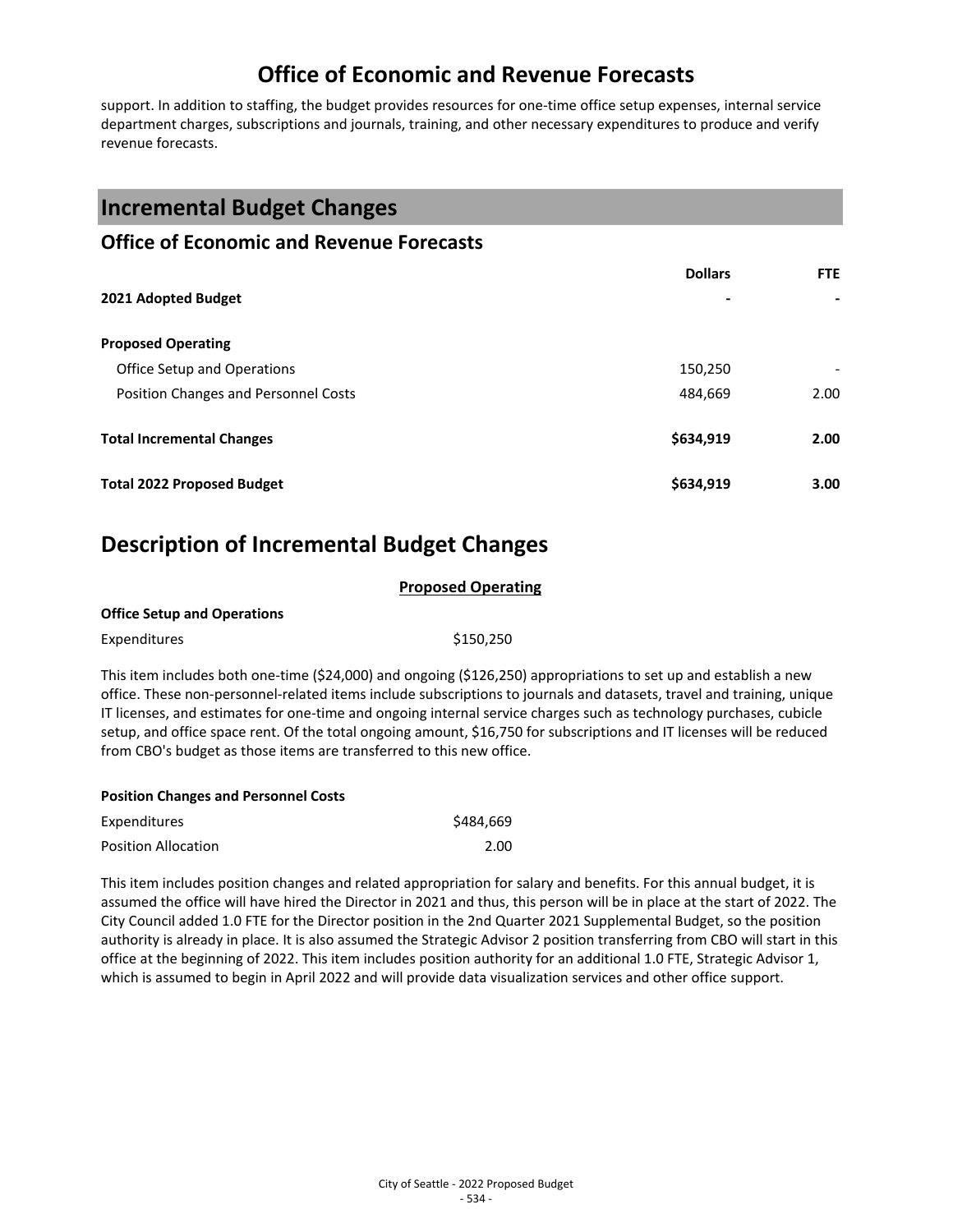# Office of Economic and Revenue Forecasts

support. In addition to staffing, the budget provides resources for one-time office setup expenses, internal service department charges, subscriptions and journals, training, and other necessary expenditures to produce and verify revenue forecasts.

## Incremental Budget Changes

### Office of Economic and Revenue Forecasts

| | Dollars | FTE |
|---|---|---|
| **2021 Adopted Budget** | - | - |
| **Proposed Operating** | | |
| Office Setup and Operations | 150,250 | - |
| Position Changes and Personnel Costs | 484,669 | 2.00 |
| **Total Incremental Changes** | **$634,919** | **2.00** |
| **Total 2022 Proposed Budget** | **$634,919** | **3.00** |

## Description of Incremental Budget Changes

**Proposed Operating**

**Office Setup and Operations**

| | |
|---|---|
| Expenditures | $150,250 |

This item includes both one-time ($24,000) and ongoing ($126,250) appropriations to set up and establish a new office. These non-personnel-related items include subscriptions to journals and datasets, travel and training, unique IT licenses, and estimates for one-time and ongoing internal service charges such as technology purchases, cubicle setup, and office space rent. Of the total ongoing amount, $16,750 for subscriptions and IT licenses will be reduced from CBO's budget as those items are transferred to this new office.

**Position Changes and Personnel Costs**

| | |
|---|---|
| Expenditures | $484,669 |
| Position Allocation | 2.00 |

This item includes position changes and related appropriation for salary and benefits. For this annual budget, it is assumed the office will have hired the Director in 2021 and thus, this person will be in place at the start of 2022. The City Council added 1.0 FTE for the Director position in the 2nd Quarter 2021 Supplemental Budget, so the position authority is already in place. It is also assumed the Strategic Advisor 2 position transferring from CBO will start in this office at the beginning of 2022. This item includes position authority for an additional 1.0 FTE, Strategic Advisor 1, which is assumed to begin in April 2022 and will provide data visualization services and other office support.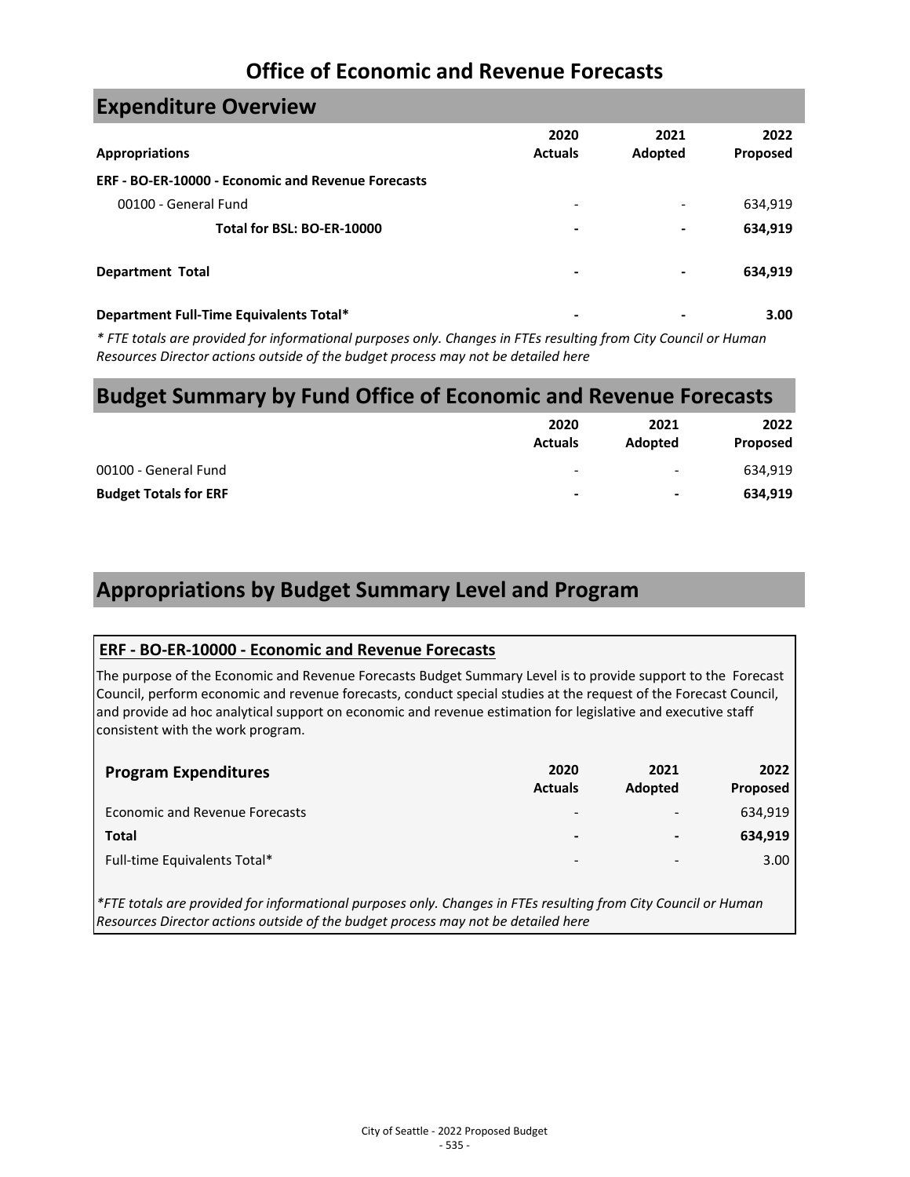# Office of Economic and Revenue Forecasts

## Expenditure Overview

| Appropriations | 2020 Actuals | 2021 Adopted | 2022 Proposed |
|---|---|---|---|
| **ERF - BO-ER-10000 - Economic and Revenue Forecasts** | | | |
| 00100 - General Fund | - | - | 634,919 |
| **Total for BSL: BO-ER-10000** | **-** | **-** | **634,919** |
| **Department Total** | **-** | **-** | **634,919** |
| **Department Full-Time Equivalents Total*** | **-** | **-** | **3.00** |

*\* FTE totals are provided for informational purposes only. Changes in FTEs resulting from City Council or Human Resources Director actions outside of the budget process may not be detailed here*

## Budget Summary by Fund Office of Economic and Revenue Forecasts

| | 2020 Actuals | 2021 Adopted | 2022 Proposed |
|---|---|---|---|
| 00100 - General Fund | - | - | 634,919 |
| **Budget Totals for ERF** | **-** | **-** | **634,919** |

## Appropriations by Budget Summary Level and Program

### ERF - BO-ER-10000 - Economic and Revenue Forecasts

The purpose of the Economic and Revenue Forecasts Budget Summary Level is to provide support to the Forecast Council, perform economic and revenue forecasts, conduct special studies at the request of the Forecast Council, and provide ad hoc analytical support on economic and revenue estimation for legislative and executive staff consistent with the work program.

| Program Expenditures | 2020 Actuals | 2021 Adopted | 2022 Proposed |
|---|---|---|---|
| Economic and Revenue Forecasts | - | - | 634,919 |
| **Total** | **-** | **-** | **634,919** |
| Full-time Equivalents Total* | - | - | 3.00 |

*\*FTE totals are provided for informational purposes only. Changes in FTEs resulting from City Council or Human Resources Director actions outside of the budget process may not be detailed here*